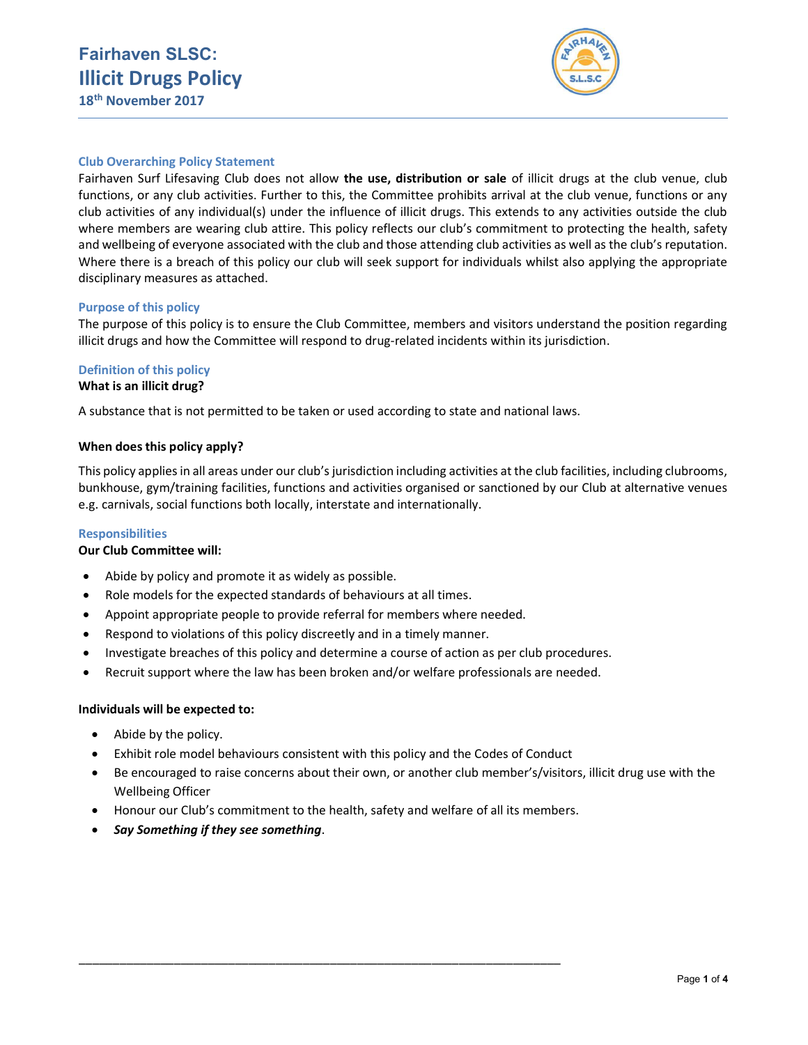# Fairhaven SLSC:
# Illicit Drugs Policy

**18th November 2017**

## Club Overarching Policy Statement

Fairhaven Surf Lifesaving Club does not allow **the use, distribution or sale** of illicit drugs at the club venue, club functions, or any club activities. Further to this, the Committee prohibits arrival at the club venue, functions or any club activities of any individual(s) under the influence of illicit drugs. This extends to any activities outside the club where members are wearing club attire. This policy reflects our club's commitment to protecting the health, safety and wellbeing of everyone associated with the club and those attending club activities as well as the club's reputation. Where there is a breach of this policy our club will seek support for individuals whilst also applying the appropriate disciplinary measures as attached.

## Purpose of this policy

The purpose of this policy is to ensure the Club Committee, members and visitors understand the position regarding illicit drugs and how the Committee will respond to drug-related incidents within its jurisdiction.

## Definition of this policy

**What is an illicit drug?**

A substance that is not permitted to be taken or used according to state and national laws.

**When does this policy apply?**

This policy applies in all areas under our club's jurisdiction including activities at the club facilities, including clubrooms, bunkhouse, gym/training facilities, functions and activities organised or sanctioned by our Club at alternative venues e.g. carnivals, social functions both locally, interstate and internationally.

## Responsibilities

**Our Club Committee will:**

- Abide by policy and promote it as widely as possible.
- Role models for the expected standards of behaviours at all times.
- Appoint appropriate people to provide referral for members where needed.
- Respond to violations of this policy discreetly and in a timely manner.
- Investigate breaches of this policy and determine a course of action as per club procedures.
- Recruit support where the law has been broken and/or welfare professionals are needed.

**Individuals will be expected to:**

- Abide by the policy.
- Exhibit role model behaviours consistent with this policy and the Codes of Conduct
- Be encouraged to raise concerns about their own, or another club member's/visitors, illicit drug use with the Wellbeing Officer
- Honour our Club's commitment to the health, safety and welfare of all its members.
- ***Say Something if they see something***.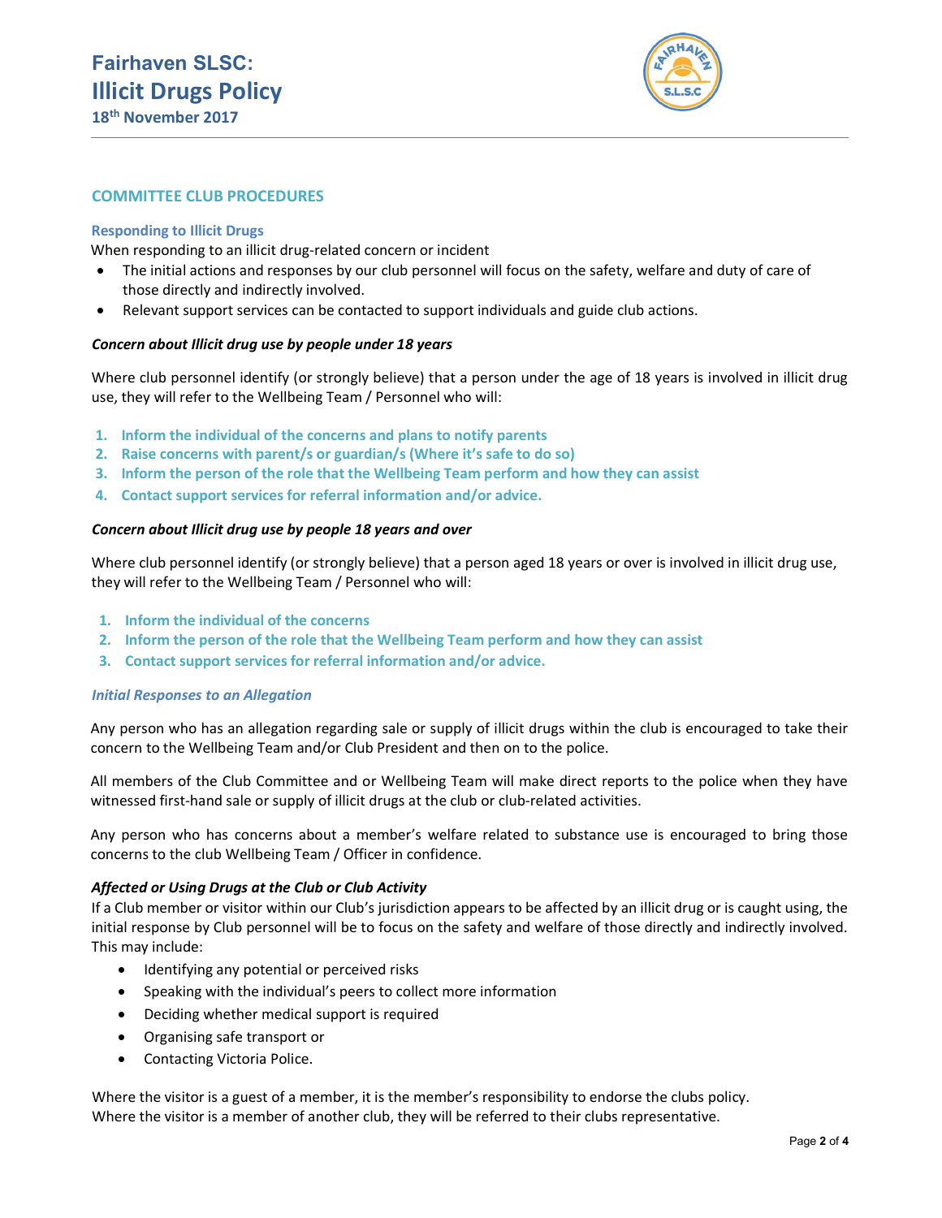## COMMITTEE CLUB PROCEDURES

### Responding to Illicit Drugs

When responding to an illicit drug-related concern or incident

- The initial actions and responses by our club personnel will focus on the safety, welfare and duty of care of those directly and indirectly involved.
- Relevant support services can be contacted to support individuals and guide club actions.

***Concern about Illicit drug use by people under 18 years***

Where club personnel identify (or strongly believe) that a person under the age of 18 years is involved in illicit drug use, they will refer to the Wellbeing Team / Personnel who will:

1. **Inform the individual of the concerns and plans to notify parents**
2. **Raise concerns with parent/s or guardian/s (Where it's safe to do so)**
3. **Inform the person of the role that the Wellbeing Team perform and how they can assist**
4. **Contact support services for referral information and/or advice.**

***Concern about Illicit drug use by people 18 years and over***

Where club personnel identify (or strongly believe) that a person aged 18 years or over is involved in illicit drug use, they will refer to the Wellbeing Team / Personnel who will:

1. **Inform the individual of the concerns**
2. **Inform the person of the role that the Wellbeing Team perform and how they can assist**
3. **Contact support services for referral information and/or advice.**

***Initial Responses to an Allegation***

Any person who has an allegation regarding sale or supply of illicit drugs within the club is encouraged to take their concern to the Wellbeing Team and/or Club President and then on to the police.

All members of the Club Committee and or Wellbeing Team will make direct reports to the police when they have witnessed first-hand sale or supply of illicit drugs at the club or club-related activities.

Any person who has concerns about a member's welfare related to substance use is encouraged to bring those concerns to the club Wellbeing Team / Officer in confidence.

***Affected or Using Drugs at the Club or Club Activity***

If a Club member or visitor within our Club's jurisdiction appears to be affected by an illicit drug or is caught using, the initial response by Club personnel will be to focus on the safety and welfare of those directly and indirectly involved. This may include:

- Identifying any potential or perceived risks
- Speaking with the individual's peers to collect more information
- Deciding whether medical support is required
- Organising safe transport or
- Contacting Victoria Police.

Where the visitor is a guest of a member, it is the member's responsibility to endorse the clubs policy.
Where the visitor is a member of another club, they will be referred to their clubs representative.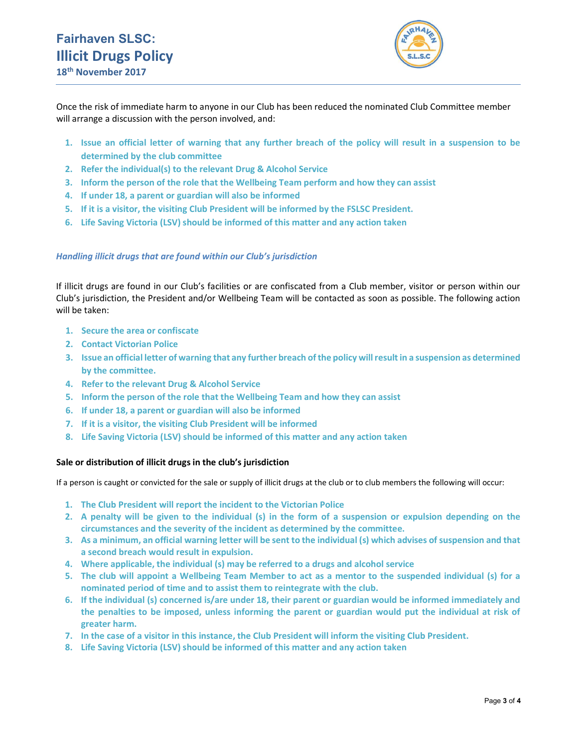Once the risk of immediate harm to anyone in our Club has been reduced the nominated Club Committee member will arrange a discussion with the person involved, and:

1. **Issue an official letter of warning that any further breach of the policy will result in a suspension to be determined by the club committee**
2. **Refer the individual(s) to the relevant Drug & Alcohol Service**
3. **Inform the person of the role that the Wellbeing Team perform and how they can assist**
4. **If under 18, a parent or guardian will also be informed**
5. **If it is a visitor, the visiting Club President will be informed by the FSLSC President.**
6. **Life Saving Victoria (LSV) should be informed of this matter and any action taken**

### *Handling illicit drugs that are found within our Club's jurisdiction*

If illicit drugs are found in our Club's facilities or are confiscated from a Club member, visitor or person within our Club's jurisdiction, the President and/or Wellbeing Team will be contacted as soon as possible. The following action will be taken:

1. **Secure the area or confiscate**
2. **Contact Victorian Police**
3. **Issue an official letter of warning that any further breach of the policy will result in a suspension as determined by the committee.**
4. **Refer to the relevant Drug & Alcohol Service**
5. **Inform the person of the role that the Wellbeing Team and how they can assist**
6. **If under 18, a parent or guardian will also be informed**
7. **If it is a visitor, the visiting Club President will be informed**
8. **Life Saving Victoria (LSV) should be informed of this matter and any action taken**

### Sale or distribution of illicit drugs in the club's jurisdiction

If a person is caught or convicted for the sale or supply of illicit drugs at the club or to club members the following will occur:

1. **The Club President will report the incident to the Victorian Police**
2. **A penalty will be given to the individual (s) in the form of a suspension or expulsion depending on the circumstances and the severity of the incident as determined by the committee.**
3. **As a minimum, an official warning letter will be sent to the individual (s) which advises of suspension and that a second breach would result in expulsion.**
4. **Where applicable, the individual (s) may be referred to a drugs and alcohol service**
5. **The club will appoint a Wellbeing Team Member to act as a mentor to the suspended individual (s) for a nominated period of time and to assist them to reintegrate with the club.**
6. **If the individual (s) concerned is/are under 18, their parent or guardian would be informed immediately and the penalties to be imposed, unless informing the parent or guardian would put the individual at risk of greater harm.**
7. **In the case of a visitor in this instance, the Club President will inform the visiting Club President.**
8. **Life Saving Victoria (LSV) should be informed of this matter and any action taken**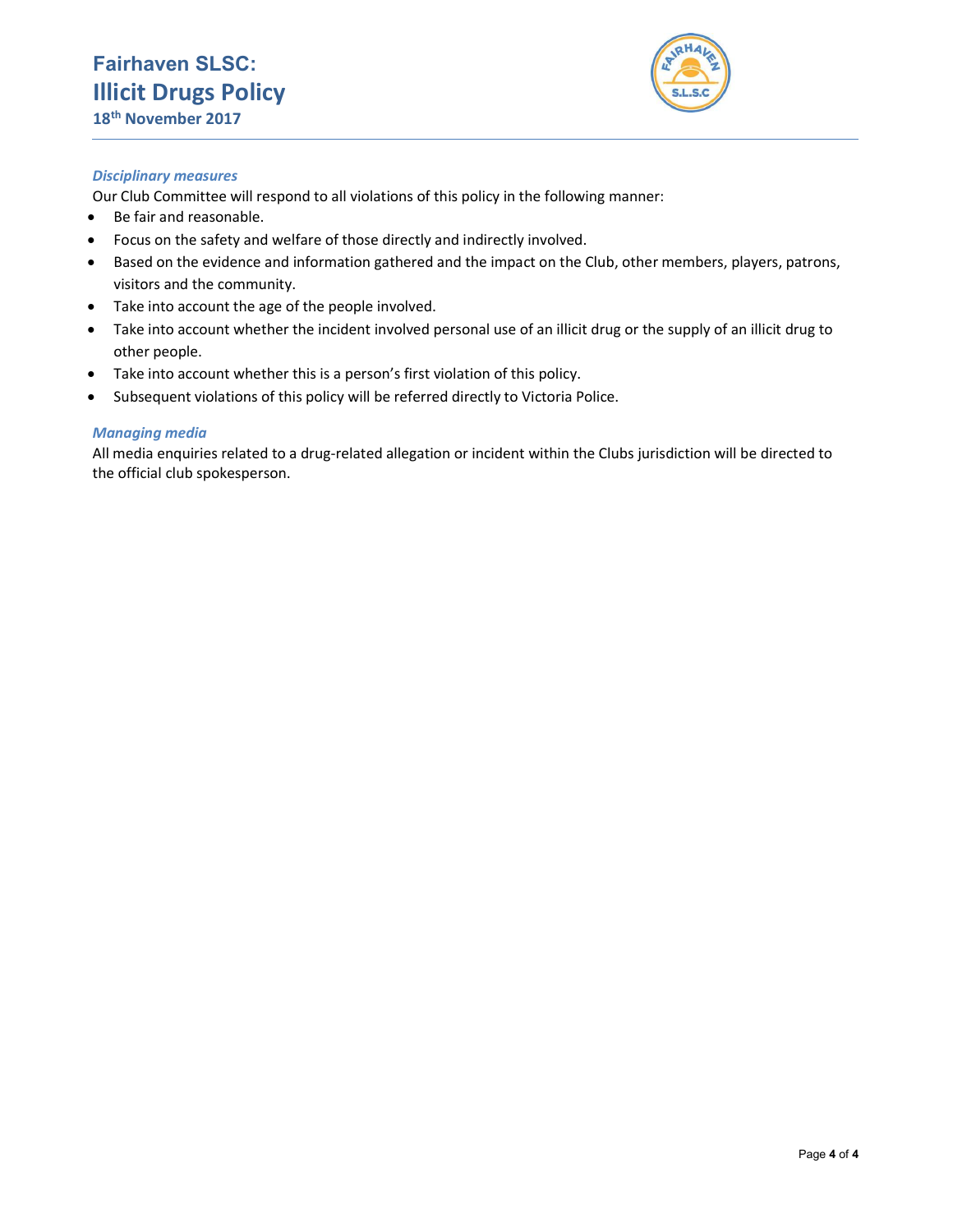### *Disciplinary measures*

Our Club Committee will respond to all violations of this policy in the following manner:

- Be fair and reasonable.
- Focus on the safety and welfare of those directly and indirectly involved.
- Based on the evidence and information gathered and the impact on the Club, other members, players, patrons, visitors and the community.
- Take into account the age of the people involved.
- Take into account whether the incident involved personal use of an illicit drug or the supply of an illicit drug to other people.
- Take into account whether this is a person's first violation of this policy.
- Subsequent violations of this policy will be referred directly to Victoria Police.

### *Managing media*

All media enquiries related to a drug-related allegation or incident within the Clubs jurisdiction will be directed to the official club spokesperson.